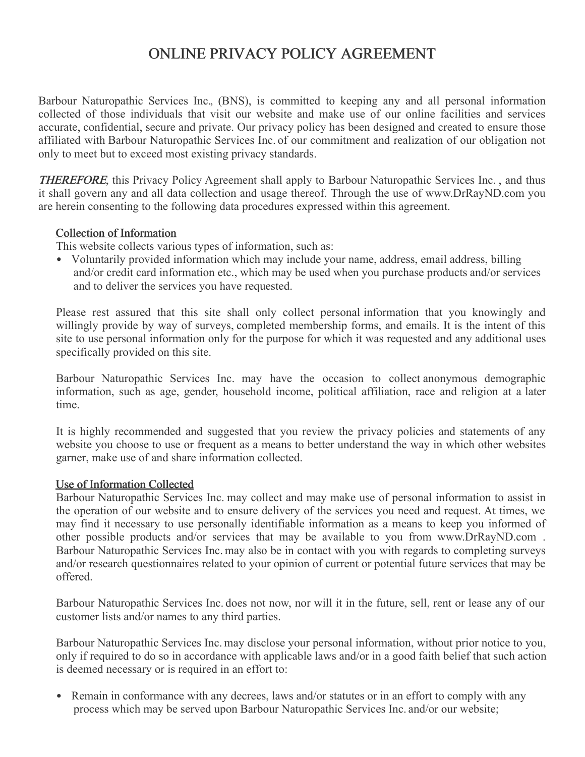# ONLINE PRIVACY POLICY AGREEMENT

Barbour Naturopathic Services Inc., (BNS), is committed to keeping any and all personal information collected of those individuals that visit our website and make use of our online facilities and services accurate, confidential, secure and private. Our privacy policy has been designed and created to ensure those affiliated with Barbour Naturopathic Services Inc. of our commitment and realization of our obligation not only to meet but to exceed most existing privacy standards.

***THEREFORE***, this Privacy Policy Agreement shall apply to Barbour Naturopathic Services Inc. , and thus it shall govern any and all data collection and usage thereof. Through the use of www.DrRayND.com you are herein consenting to the following data procedures expressed within this agreement.

## Collection of Information

This website collects various types of information, such as:

- Voluntarily provided information which may include your name, address, email address, billing and/or credit card information etc., which may be used when you purchase products and/or services and to deliver the services you have requested.

Please rest assured that this site shall only collect personal information that you knowingly and willingly provide by way of surveys, completed membership forms, and emails. It is the intent of this site to use personal information only for the purpose for which it was requested and any additional uses specifically provided on this site.

Barbour Naturopathic Services Inc. may have the occasion to collect anonymous demographic information, such as age, gender, household income, political affiliation, race and religion at a later time.

It is highly recommended and suggested that you review the privacy policies and statements of any website you choose to use or frequent as a means to better understand the way in which other websites garner, make use of and share information collected.

## Use of Information Collected

Barbour Naturopathic Services Inc. may collect and may make use of personal information to assist in the operation of our website and to ensure delivery of the services you need and request. At times, we may find it necessary to use personally identifiable information as a means to keep you informed of other possible products and/or services that may be available to you from www.DrRayND.com . Barbour Naturopathic Services Inc. may also be in contact with you with regards to completing surveys and/or research questionnaires related to your opinion of current or potential future services that may be offered.

Barbour Naturopathic Services Inc. does not now, nor will it in the future, sell, rent or lease any of our customer lists and/or names to any third parties.

Barbour Naturopathic Services Inc. may disclose your personal information, without prior notice to you, only if required to do so in accordance with applicable laws and/or in a good faith belief that such action is deemed necessary or is required in an effort to:

- Remain in conformance with any decrees, laws and/or statutes or in an effort to comply with any process which may be served upon Barbour Naturopathic Services Inc. and/or our website;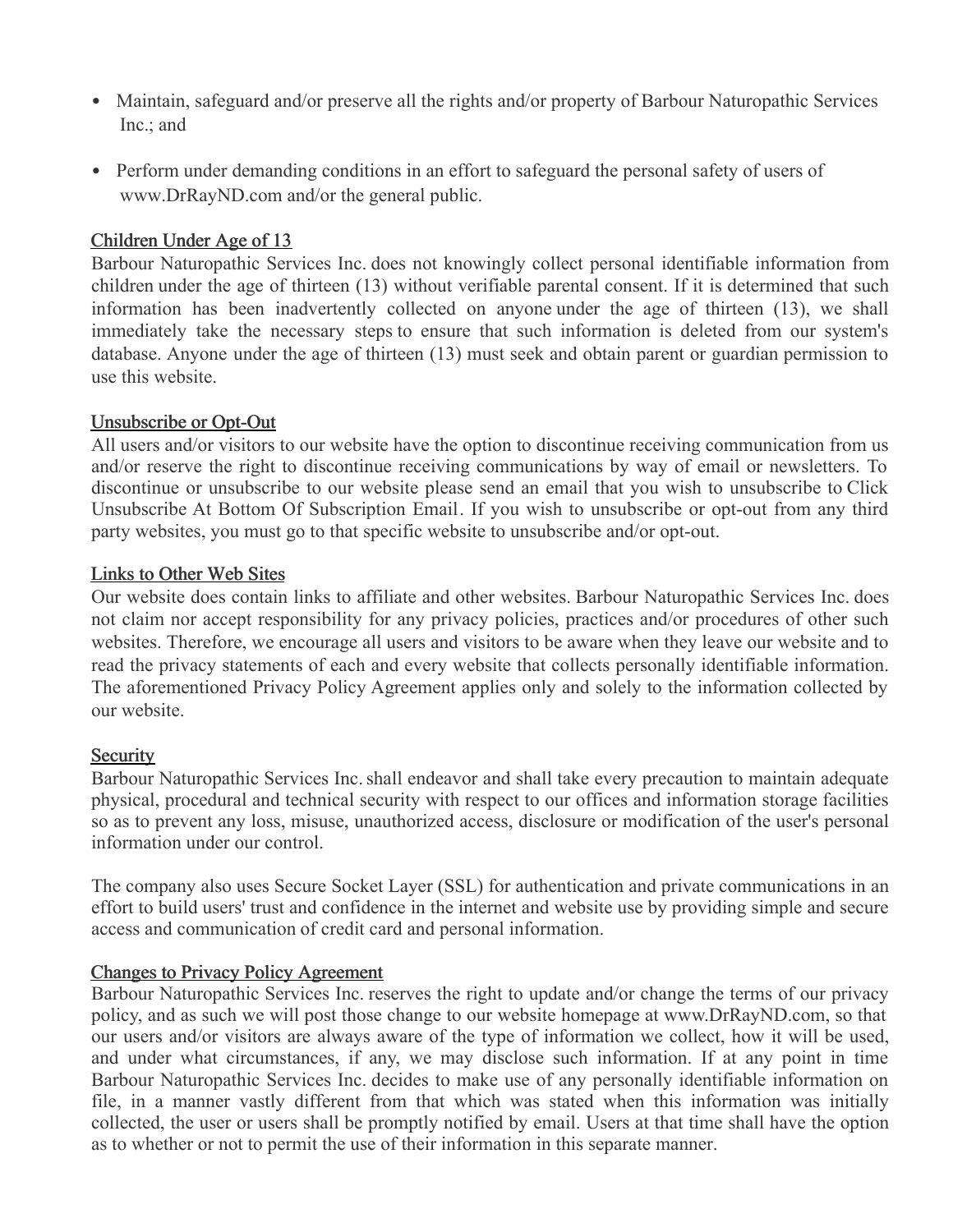- Maintain, safeguard and/or preserve all the rights and/or property of Barbour Naturopathic Services Inc.; and
- Perform under demanding conditions in an effort to safeguard the personal safety of users of www.DrRayND.com and/or the general public.

## Children Under Age of 13

Barbour Naturopathic Services Inc. does not knowingly collect personal identifiable information from children under the age of thirteen (13) without verifiable parental consent. If it is determined that such information has been inadvertently collected on anyone under the age of thirteen (13), we shall immediately take the necessary steps to ensure that such information is deleted from our system's database. Anyone under the age of thirteen (13) must seek and obtain parent or guardian permission to use this website.

## Unsubscribe or Opt-Out

All users and/or visitors to our website have the option to discontinue receiving communication from us and/or reserve the right to discontinue receiving communications by way of email or newsletters. To discontinue or unsubscribe to our website please send an email that you wish to unsubscribe to Click Unsubscribe At Bottom Of Subscription Email. If you wish to unsubscribe or opt-out from any third party websites, you must go to that specific website to unsubscribe and/or opt-out.

## Links to Other Web Sites

Our website does contain links to affiliate and other websites. Barbour Naturopathic Services Inc. does not claim nor accept responsibility for any privacy policies, practices and/or procedures of other such websites. Therefore, we encourage all users and visitors to be aware when they leave our website and to read the privacy statements of each and every website that collects personally identifiable information. The aforementioned Privacy Policy Agreement applies only and solely to the information collected by our website.

## Security

Barbour Naturopathic Services Inc. shall endeavor and shall take every precaution to maintain adequate physical, procedural and technical security with respect to our offices and information storage facilities so as to prevent any loss, misuse, unauthorized access, disclosure or modification of the user's personal information under our control.

The company also uses Secure Socket Layer (SSL) for authentication and private communications in an effort to build users' trust and confidence in the internet and website use by providing simple and secure access and communication of credit card and personal information.

## Changes to Privacy Policy Agreement

Barbour Naturopathic Services Inc. reserves the right to update and/or change the terms of our privacy policy, and as such we will post those change to our website homepage at www.DrRayND.com, so that our users and/or visitors are always aware of the type of information we collect, how it will be used, and under what circumstances, if any, we may disclose such information. If at any point in time Barbour Naturopathic Services Inc. decides to make use of any personally identifiable information on file, in a manner vastly different from that which was stated when this information was initially collected, the user or users shall be promptly notified by email. Users at that time shall have the option as to whether or not to permit the use of their information in this separate manner.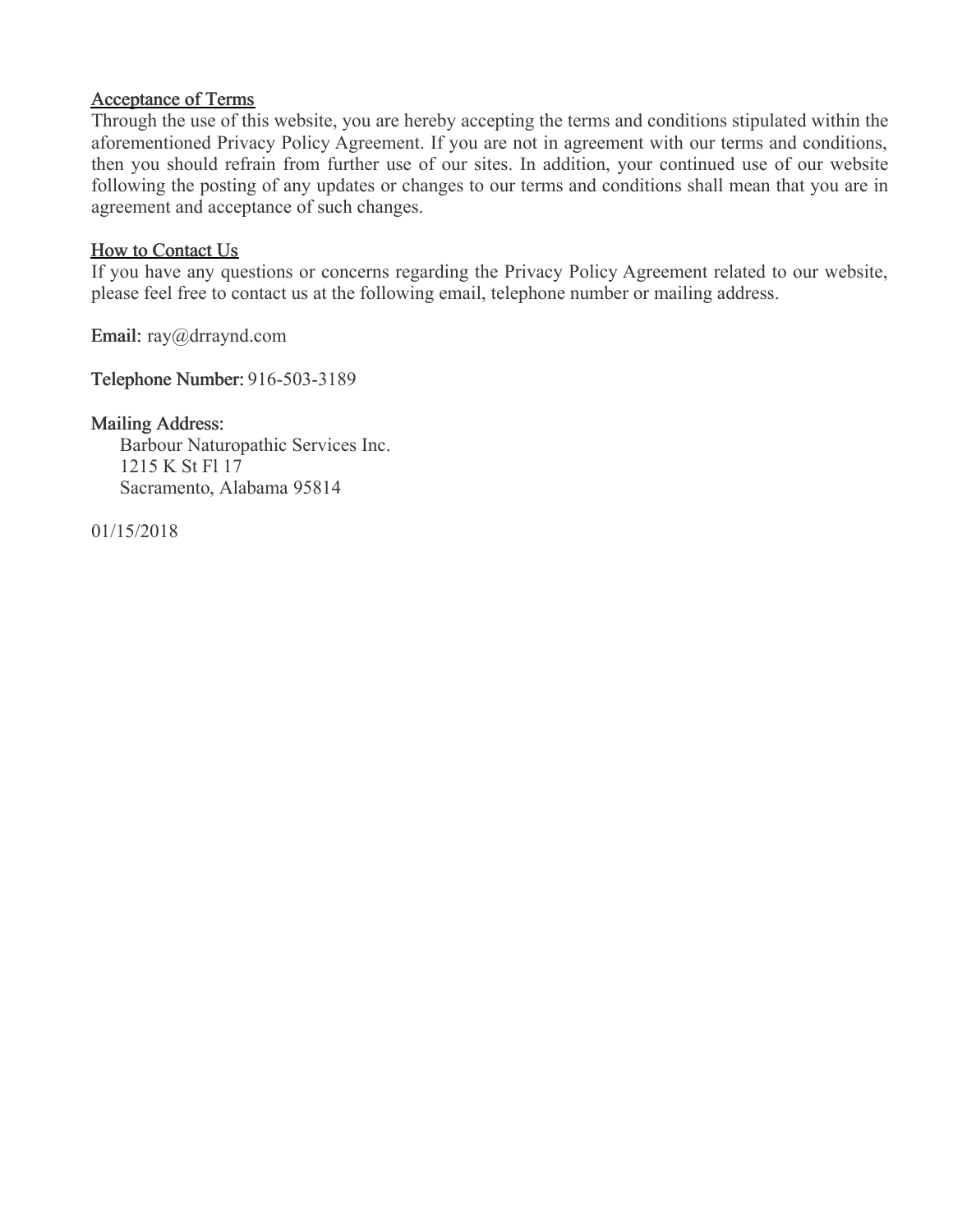## Acceptance of Terms

Through the use of this website, you are hereby accepting the terms and conditions stipulated within the aforementioned Privacy Policy Agreement. If you are not in agreement with our terms and conditions, then you should refrain from further use of our sites. In addition, your continued use of our website following the posting of any updates or changes to our terms and conditions shall mean that you are in agreement and acceptance of such changes.

## How to Contact Us

If you have any questions or concerns regarding the Privacy Policy Agreement related to our website, please feel free to contact us at the following email, telephone number or mailing address.

**Email:** ray@drraynd.com

**Telephone Number:** 916-503-3189

**Mailing Address:**
Barbour Naturopathic Services Inc.
1215 K St Fl 17
Sacramento, Alabama 95814

01/15/2018